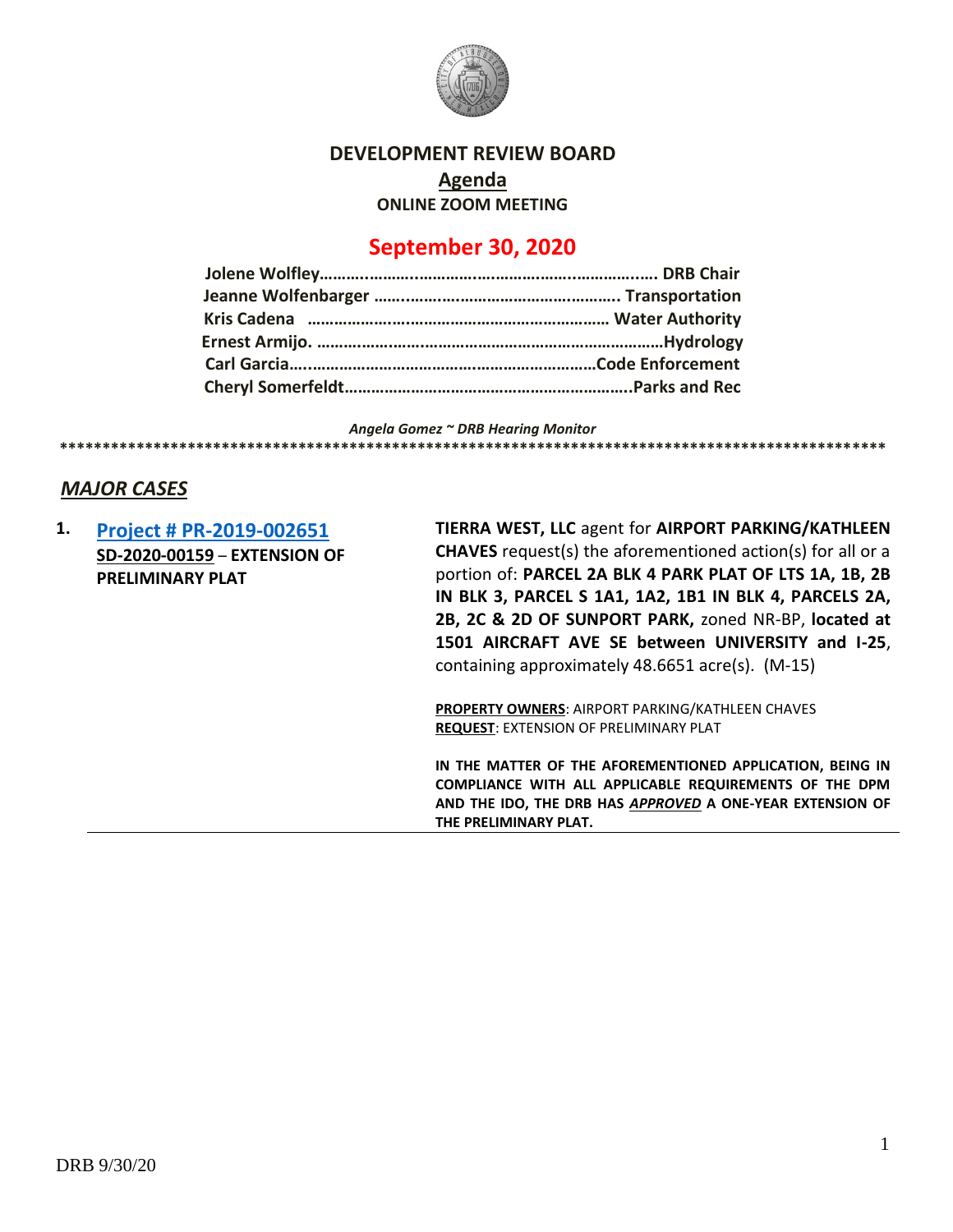# DEVELOPMENT REVIEW BOARD

## Agenda

**ONLINE ZOOM MEETING**

## September 30, 2020

**Jolene Wolfley……….……….…………….………….……..…………….…. DRB Chair**
**Jeanne Wolfenbarger ……..…….……….…………….……….. Transportation**
**Kris Cadena ……………….……………………………………… Water Authority**
**Ernest Armijo. …………..…………………………………………………Hydrology**
**Carl Garcia…..…………………………….…………………….Code Enforcement**
**Cheryl Somerfeldt……………………………………………………..Parks and Rec**

*Angela Gomez ~ DRB Hearing Monitor*

****************************************************************************************************

## *MAJOR CASES*

**1.** **Project # PR-2019-002651**
**SD-2020-00159** – **EXTENSION OF PRELIMINARY PLAT**

**TIERRA WEST, LLC** agent for **AIRPORT PARKING/KATHLEEN CHAVES** request(s) the aforementioned action(s) for all or a portion of: **PARCEL 2A BLK 4 PARK PLAT OF LTS 1A, 1B, 2B IN BLK 3, PARCEL S 1A1, 1A2, 1B1 IN BLK 4, PARCELS 2A, 2B, 2C & 2D OF SUNPORT PARK,** zoned NR-BP, **located at 1501 AIRCRAFT AVE SE between UNIVERSITY and I-25**, containing approximately 48.6651 acre(s). (M-15)

**PROPERTY OWNERS**: AIRPORT PARKING/KATHLEEN CHAVES
**REQUEST**: EXTENSION OF PRELIMINARY PLAT

**IN THE MATTER OF THE AFOREMENTIONED APPLICATION, BEING IN COMPLIANCE WITH ALL APPLICABLE REQUIREMENTS OF THE DPM AND THE IDO, THE DRB HAS *APPROVED* A ONE-YEAR EXTENSION OF THE PRELIMINARY PLAT.**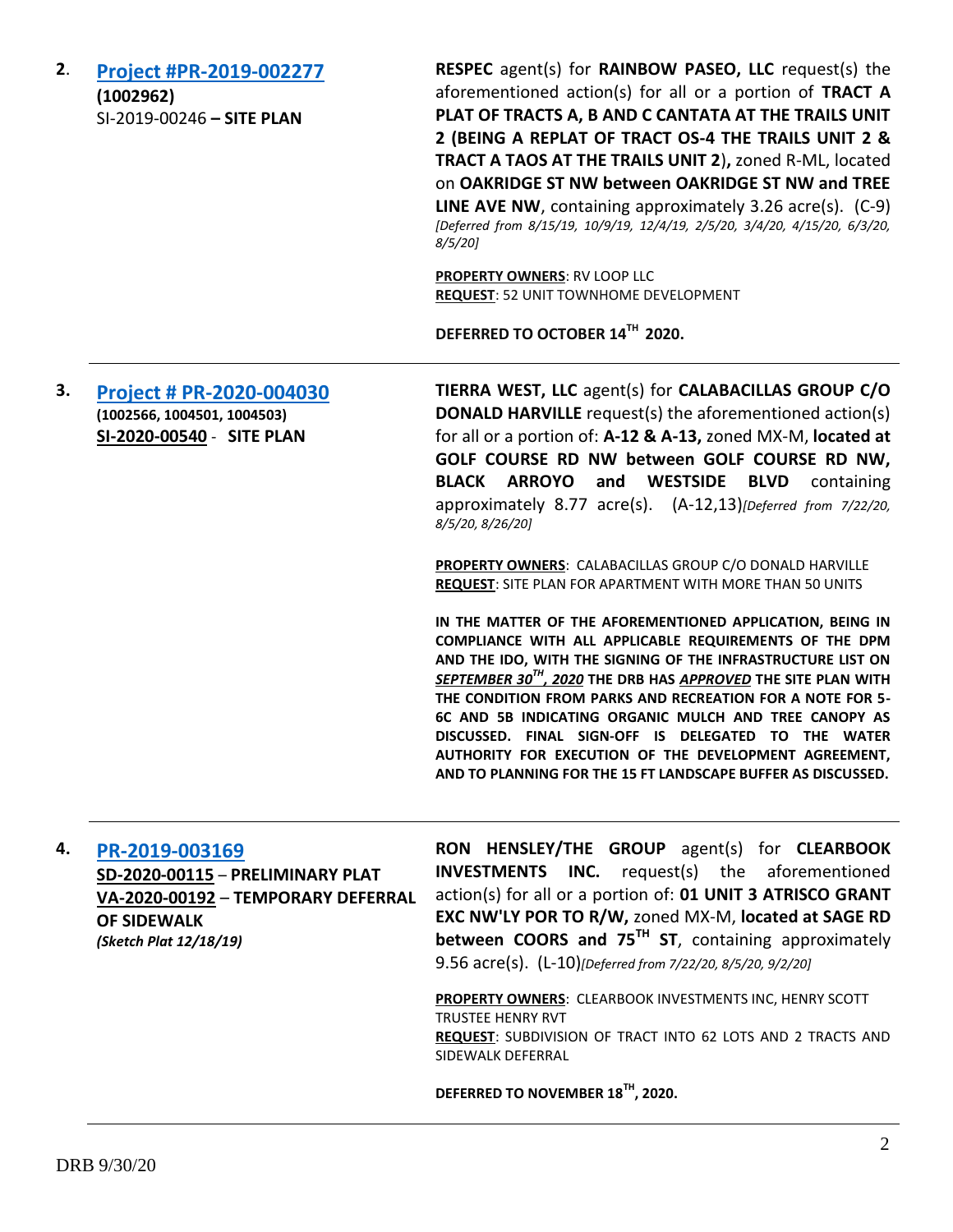**2. [Project #PR-2019-002277]**
**(1002962)**
SI-2019-00246 **– SITE PLAN**

**RESPEC** agent(s) for **RAINBOW PASEO, LLC** request(s) the aforementioned action(s) for all or a portion of **TRACT A PLAT OF TRACTS A, B AND C CANTATA AT THE TRAILS UNIT 2 (BEING A REPLAT OF TRACT OS-4 THE TRAILS UNIT 2 & TRACT A TAOS AT THE TRAILS UNIT 2),** zoned R-ML, located on **OAKRIDGE ST NW between OAKRIDGE ST NW and TREE LINE AVE NW**, containing approximately 3.26 acre(s). (C-9) *[Deferred from 8/15/19, 10/9/19, 12/4/19, 2/5/20, 3/4/20, 4/15/20, 6/3/20, 8/5/20]*

**PROPERTY OWNERS**: RV LOOP LLC
**REQUEST**: 52 UNIT TOWNHOME DEVELOPMENT

**DEFERRED TO OCTOBER 14TH 2020.**

---

**3. [Project # PR-2020-004030]**
**(1002566, 1004501, 1004503)**
**SI-2020-00540 - SITE PLAN**

**TIERRA WEST, LLC** agent(s) for **CALABACILLAS GROUP C/O DONALD HARVILLE** request(s) the aforementioned action(s) for all or a portion of: **A-12 & A-13,** zoned MX-M, **located at GOLF COURSE RD NW between GOLF COURSE RD NW, BLACK ARROYO and WESTSIDE BLVD** containing approximately 8.77 acre(s). (A-12,13)*[Deferred from 7/22/20, 8/5/20, 8/26/20]*

**PROPERTY OWNERS**: CALABACILLAS GROUP C/O DONALD HARVILLE
**REQUEST**: SITE PLAN FOR APARTMENT WITH MORE THAN 50 UNITS

**IN THE MATTER OF THE AFOREMENTIONED APPLICATION, BEING IN COMPLIANCE WITH ALL APPLICABLE REQUIREMENTS OF THE DPM AND THE IDO, WITH THE SIGNING OF THE INFRASTRUCTURE LIST ON *SEPTEMBER 30TH, 2020* THE DRB HAS *APPROVED* THE SITE PLAN WITH THE CONDITION FROM PARKS AND RECREATION FOR A NOTE FOR 5-6C AND 5B INDICATING ORGANIC MULCH AND TREE CANOPY AS DISCUSSED. FINAL SIGN-OFF IS DELEGATED TO THE WATER AUTHORITY FOR EXECUTION OF THE DEVELOPMENT AGREEMENT, AND TO PLANNING FOR THE 15 FT LANDSCAPE BUFFER AS DISCUSSED.**

---

**4. [PR-2019-003169]**
**SD-2020-00115 – PRELIMINARY PLAT**
**VA-2020-00192 – TEMPORARY DEFERRAL OF SIDEWALK**
***(Sketch Plat 12/18/19)***

**RON HENSLEY/THE GROUP** agent(s) for **CLEARBOOK INVESTMENTS INC.** request(s) the aforementioned action(s) for all or a portion of: **01 UNIT 3 ATRISCO GRANT EXC NW'LY POR TO R/W,** zoned MX-M, **located at SAGE RD between COORS and 75TH ST**, containing approximately 9.56 acre(s). (L-10)*[Deferred from 7/22/20, 8/5/20, 9/2/20]*

**PROPERTY OWNERS**: CLEARBOOK INVESTMENTS INC, HENRY SCOTT TRUSTEE HENRY RVT
**REQUEST**: SUBDIVISION OF TRACT INTO 62 LOTS AND 2 TRACTS AND SIDEWALK DEFERRAL

**DEFERRED TO NOVEMBER 18TH, 2020.**

---

DRB 9/30/20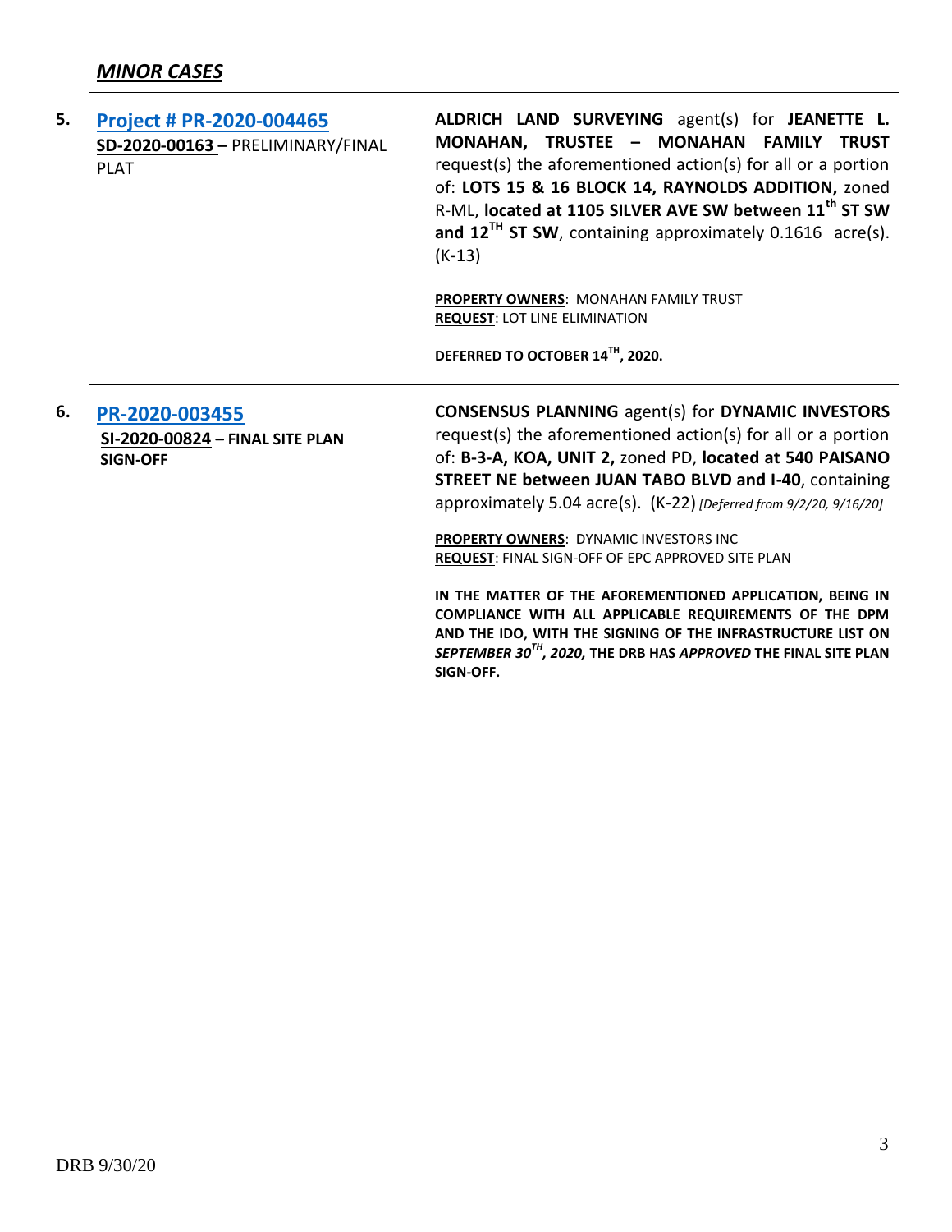## *MINOR CASES*

| | | |
|---|---|---|
| **5.** | **Project # PR-2020-004465**<br>**SD-2020-00163 –** PRELIMINARY/FINAL PLAT | **ALDRICH LAND SURVEYING** agent(s) for **JEANETTE L. MONAHAN, TRUSTEE – MONAHAN FAMILY TRUST** request(s) the aforementioned action(s) for all or a portion of: **LOTS 15 & 16 BLOCK 14, RAYNOLDS ADDITION,** zoned R-ML, **located at 1105 SILVER AVE SW between 11th ST SW and 12TH ST SW**, containing approximately 0.1616 acre(s). (K-13)<br><br>**PROPERTY OWNERS**: MONAHAN FAMILY TRUST<br>**REQUEST**: LOT LINE ELIMINATION<br><br>**DEFERRED TO OCTOBER 14TH, 2020.** |
| **6.** | **PR-2020-003455**<br>**SI-2020-00824 – FINAL SITE PLAN SIGN-OFF** | **CONSENSUS PLANNING** agent(s) for **DYNAMIC INVESTORS** request(s) the aforementioned action(s) for all or a portion of: **B-3-A, KOA, UNIT 2,** zoned PD, **located at 540 PAISANO STREET NE between JUAN TABO BLVD and I-40**, containing approximately 5.04 acre(s). (K-22) *[Deferred from 9/2/20, 9/16/20]*<br><br>**PROPERTY OWNERS**: DYNAMIC INVESTORS INC<br>**REQUEST**: FINAL SIGN-OFF OF EPC APPROVED SITE PLAN<br><br>**IN THE MATTER OF THE AFOREMENTIONED APPLICATION, BEING IN COMPLIANCE WITH ALL APPLICABLE REQUIREMENTS OF THE DPM AND THE IDO, WITH THE SIGNING OF THE INFRASTRUCTURE LIST ON *SEPTEMBER 30TH, 2020,* THE DRB HAS *APPROVED* THE FINAL SITE PLAN SIGN-OFF.** |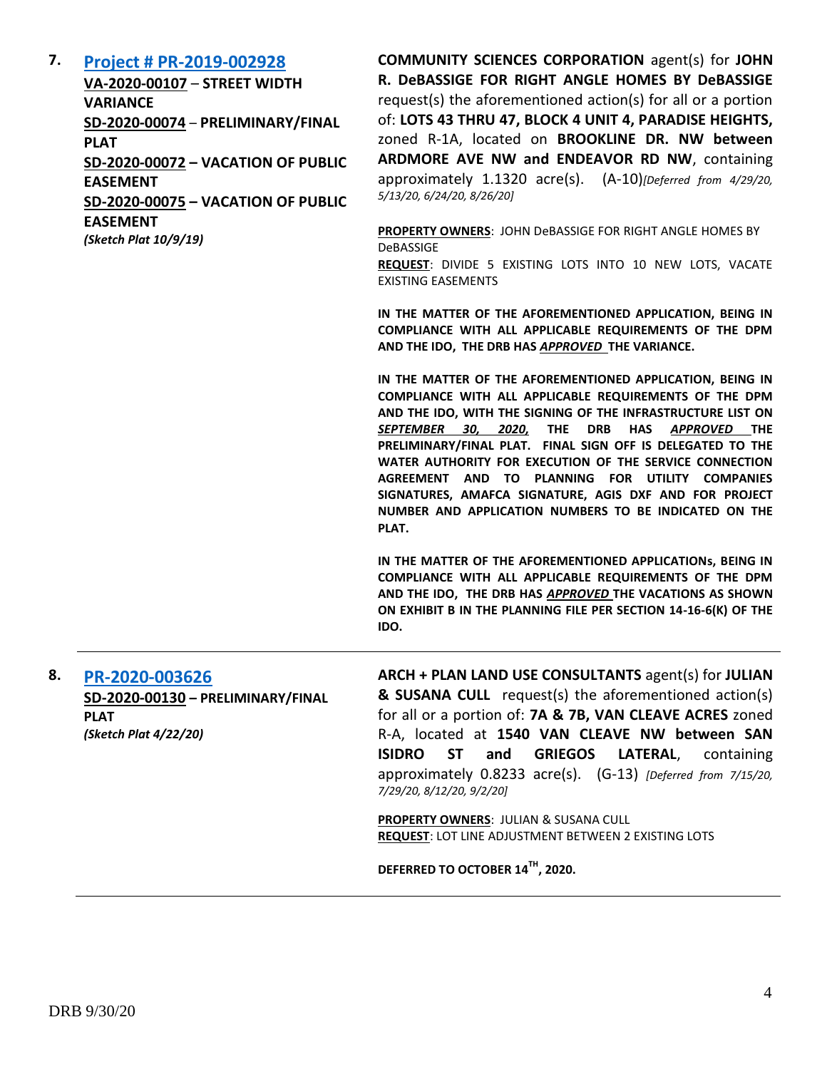**7.** **[Project # PR-2019-002928]()**
**VA-2020-00107** – **STREET WIDTH VARIANCE**
**SD-2020-00074** – **PRELIMINARY/FINAL PLAT**
**SD-2020-00072 – VACATION OF PUBLIC EASEMENT**
**SD-2020-00075 – VACATION OF PUBLIC EASEMENT**
***(Sketch Plat 10/9/19)***

**COMMUNITY SCIENCES CORPORATION** agent(s) for **JOHN R. DeBASSIGE FOR RIGHT ANGLE HOMES BY DeBASSIGE** request(s) the aforementioned action(s) for all or a portion of: **LOTS 43 THRU 47, BLOCK 4 UNIT 4, PARADISE HEIGHTS,** zoned R-1A, located on **BROOKLINE DR. NW between ARDMORE AVE NW and ENDEAVOR RD NW**, containing approximately 1.1320 acre(s). (A-10)*[Deferred from 4/29/20, 5/13/20, 6/24/20, 8/26/20]*

**PROPERTY OWNERS**: JOHN DeBASSIGE FOR RIGHT ANGLE HOMES BY DeBASSIGE
**REQUEST**: DIVIDE 5 EXISTING LOTS INTO 10 NEW LOTS, VACATE EXISTING EASEMENTS

**IN THE MATTER OF THE AFOREMENTIONED APPLICATION, BEING IN COMPLIANCE WITH ALL APPLICABLE REQUIREMENTS OF THE DPM AND THE IDO, THE DRB HAS *APPROVED* THE VARIANCE.**

**IN THE MATTER OF THE AFOREMENTIONED APPLICATION, BEING IN COMPLIANCE WITH ALL APPLICABLE REQUIREMENTS OF THE DPM AND THE IDO, WITH THE SIGNING OF THE INFRASTRUCTURE LIST ON *SEPTEMBER 30, 2020,* THE DRB HAS *APPROVED* THE PRELIMINARY/FINAL PLAT. FINAL SIGN OFF IS DELEGATED TO THE WATER AUTHORITY FOR EXECUTION OF THE SERVICE CONNECTION AGREEMENT AND TO PLANNING FOR UTILITY COMPANIES SIGNATURES, AMAFCA SIGNATURE, AGIS DXF AND FOR PROJECT NUMBER AND APPLICATION NUMBERS TO BE INDICATED ON THE PLAT.**

**IN THE MATTER OF THE AFOREMENTIONED APPLICATIONs, BEING IN COMPLIANCE WITH ALL APPLICABLE REQUIREMENTS OF THE DPM AND THE IDO, THE DRB HAS *APPROVED* THE VACATIONS AS SHOWN ON EXHIBIT B IN THE PLANNING FILE PER SECTION 14-16-6(K) OF THE IDO.**

---

**8.** **[PR-2020-003626]()**
**SD-2020-00130** – **PRELIMINARY/FINAL PLAT**
***(Sketch Plat 4/22/20)***

**ARCH + PLAN LAND USE CONSULTANTS** agent(s) for **JULIAN & SUSANA CULL** request(s) the aforementioned action(s) for all or a portion of: **7A & 7B, VAN CLEAVE ACRES** zoned R-A, located at **1540 VAN CLEAVE NW between SAN ISIDRO ST and GRIEGOS LATERAL**, containing approximately 0.8233 acre(s). (G-13) *[Deferred from 7/15/20, 7/29/20, 8/12/20, 9/2/20]*

**PROPERTY OWNERS**: JULIAN & SUSANA CULL
**REQUEST**: LOT LINE ADJUSTMENT BETWEEN 2 EXISTING LOTS

**DEFERRED TO OCTOBER 14TH, 2020.**

---

DRB 9/30/20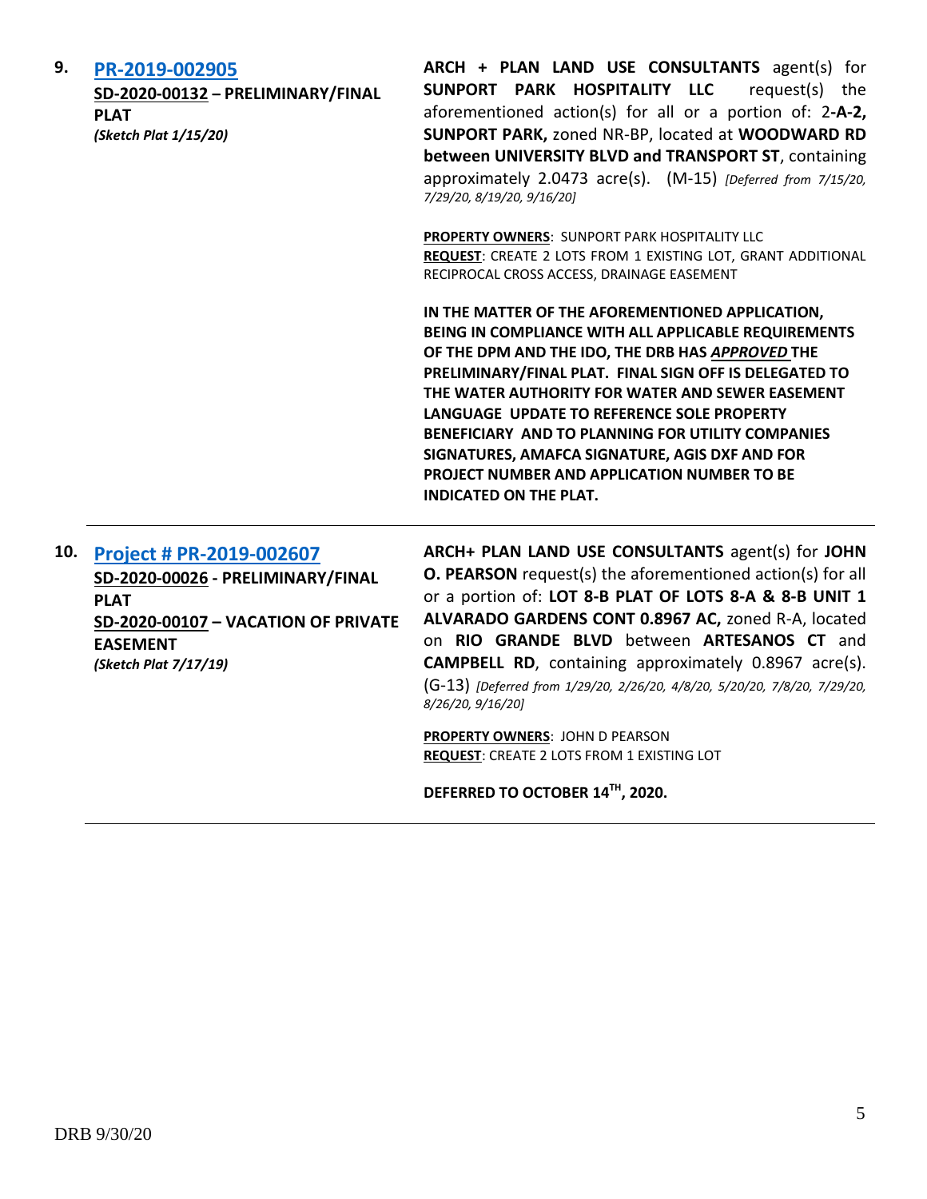**9.** **[PR-2019-002905]**

**SD-2020-00132 – PRELIMINARY/FINAL PLAT**

***(Sketch Plat 1/15/20)***

**ARCH + PLAN LAND USE CONSULTANTS** agent(s) for **SUNPORT PARK HOSPITALITY LLC** request(s) the aforementioned action(s) for all or a portion of: 2**-A-2, SUNPORT PARK,** zoned NR-BP, located at **WOODWARD RD between UNIVERSITY BLVD and TRANSPORT ST**, containing approximately 2.0473 acre(s). (M-15) *[Deferred from 7/15/20, 7/29/20, 8/19/20, 9/16/20]*

**PROPERTY OWNERS**: SUNPORT PARK HOSPITALITY LLC
**REQUEST**: CREATE 2 LOTS FROM 1 EXISTING LOT, GRANT ADDITIONAL RECIPROCAL CROSS ACCESS, DRAINAGE EASEMENT

**IN THE MATTER OF THE AFOREMENTIONED APPLICATION, BEING IN COMPLIANCE WITH ALL APPLICABLE REQUIREMENTS OF THE DPM AND THE IDO, THE DRB HAS *APPROVED* THE PRELIMINARY/FINAL PLAT. FINAL SIGN OFF IS DELEGATED TO THE WATER AUTHORITY FOR WATER AND SEWER EASEMENT LANGUAGE UPDATE TO REFERENCE SOLE PROPERTY BENEFICIARY AND TO PLANNING FOR UTILITY COMPANIES SIGNATURES, AMAFCA SIGNATURE, AGIS DXF AND FOR PROJECT NUMBER AND APPLICATION NUMBER TO BE INDICATED ON THE PLAT.**

---

**10.** **[Project # PR-2019-002607]**

**SD-2020-00026 - PRELIMINARY/FINAL PLAT**

**SD-2020-00107 – VACATION OF PRIVATE EASEMENT**

***(Sketch Plat 7/17/19)***

**ARCH+ PLAN LAND USE CONSULTANTS** agent(s) for **JOHN O. PEARSON** request(s) the aforementioned action(s) for all or a portion of: **LOT 8-B PLAT OF LOTS 8-A & 8-B UNIT 1 ALVARADO GARDENS CONT 0.8967 AC,** zoned R-A, located on **RIO GRANDE BLVD** between **ARTESANOS CT** and **CAMPBELL RD**, containing approximately 0.8967 acre(s). (G-13) *[Deferred from 1/29/20, 2/26/20, 4/8/20, 5/20/20, 7/8/20, 7/29/20, 8/26/20, 9/16/20]*

**PROPERTY OWNERS**: JOHN D PEARSON
**REQUEST**: CREATE 2 LOTS FROM 1 EXISTING LOT

**DEFERRED TO OCTOBER 14TH, 2020.**

---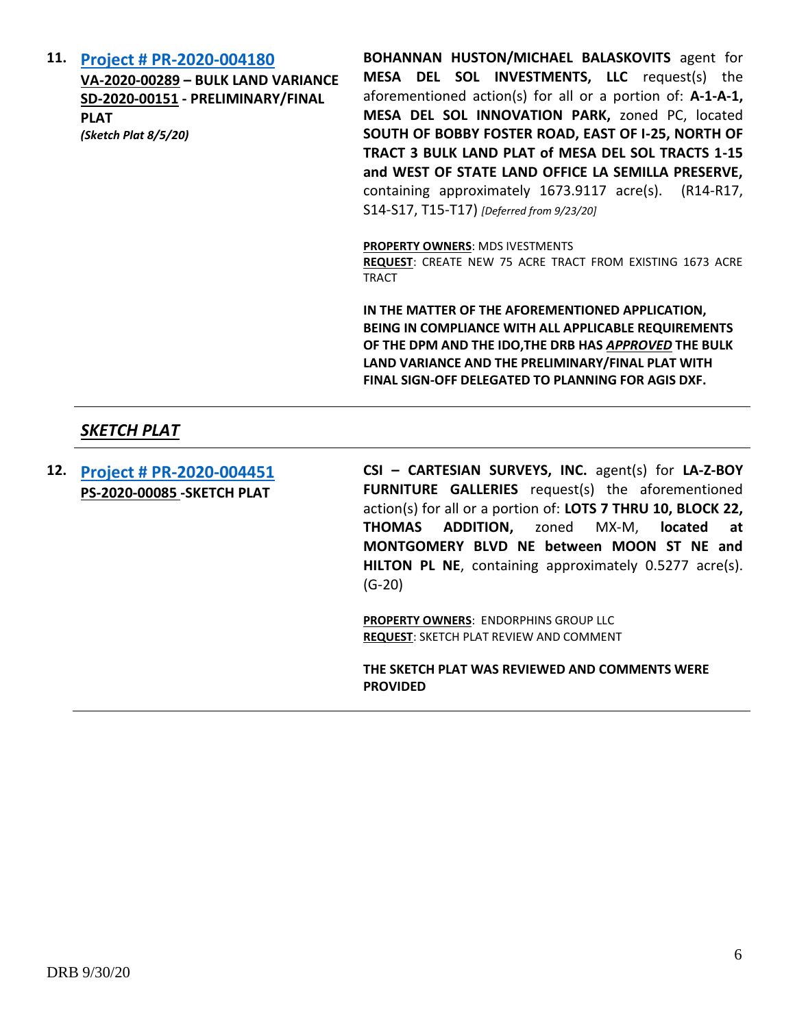**11. [Project # PR-2020-004180](#)**
**VA-2020-00289 – BULK LAND VARIANCE**
**SD-2020-00151 - PRELIMINARY/FINAL PLAT**
***(Sketch Plat 8/5/20)***

**BOHANNAN HUSTON/MICHAEL BALASKOVITS** agent for **MESA DEL SOL INVESTMENTS, LLC** request(s) the aforementioned action(s) for all or a portion of: **A-1-A-1, MESA DEL SOL INNOVATION PARK,** zoned PC, located **SOUTH OF BOBBY FOSTER ROAD, EAST OF I-25, NORTH OF TRACT 3 BULK LAND PLAT of MESA DEL SOL TRACTS 1-15 and WEST OF STATE LAND OFFICE LA SEMILLA PRESERVE,** containing approximately 1673.9117 acre(s). (R14-R17, S14-S17, T15-T17) *[Deferred from 9/23/20]*

**PROPERTY OWNERS**: MDS IVESTMENTS
**REQUEST**: CREATE NEW 75 ACRE TRACT FROM EXISTING 1673 ACRE TRACT

**IN THE MATTER OF THE AFOREMENTIONED APPLICATION, BEING IN COMPLIANCE WITH ALL APPLICABLE REQUIREMENTS OF THE DPM AND THE IDO,THE DRB HAS *APPROVED* THE BULK LAND VARIANCE AND THE PRELIMINARY/FINAL PLAT WITH FINAL SIGN-OFF DELEGATED TO PLANNING FOR AGIS DXF.**

---

## ***SKETCH PLAT***

---

**12. [Project # PR-2020-004451](#)**
**PS-2020-00085 -SKETCH PLAT**

**CSI – CARTESIAN SURVEYS, INC.** agent(s) for **LA-Z-BOY FURNITURE GALLERIES** request(s) the aforementioned action(s) for all or a portion of: **LOTS 7 THRU 10, BLOCK 22, THOMAS ADDITION,** zoned MX-M, **located at MONTGOMERY BLVD NE between MOON ST NE and HILTON PL NE**, containing approximately 0.5277 acre(s). (G-20)

**PROPERTY OWNERS**: ENDORPHINS GROUP LLC
**REQUEST**: SKETCH PLAT REVIEW AND COMMENT

**THE SKETCH PLAT WAS REVIEWED AND COMMENTS WERE PROVIDED**

---

DRB 9/30/20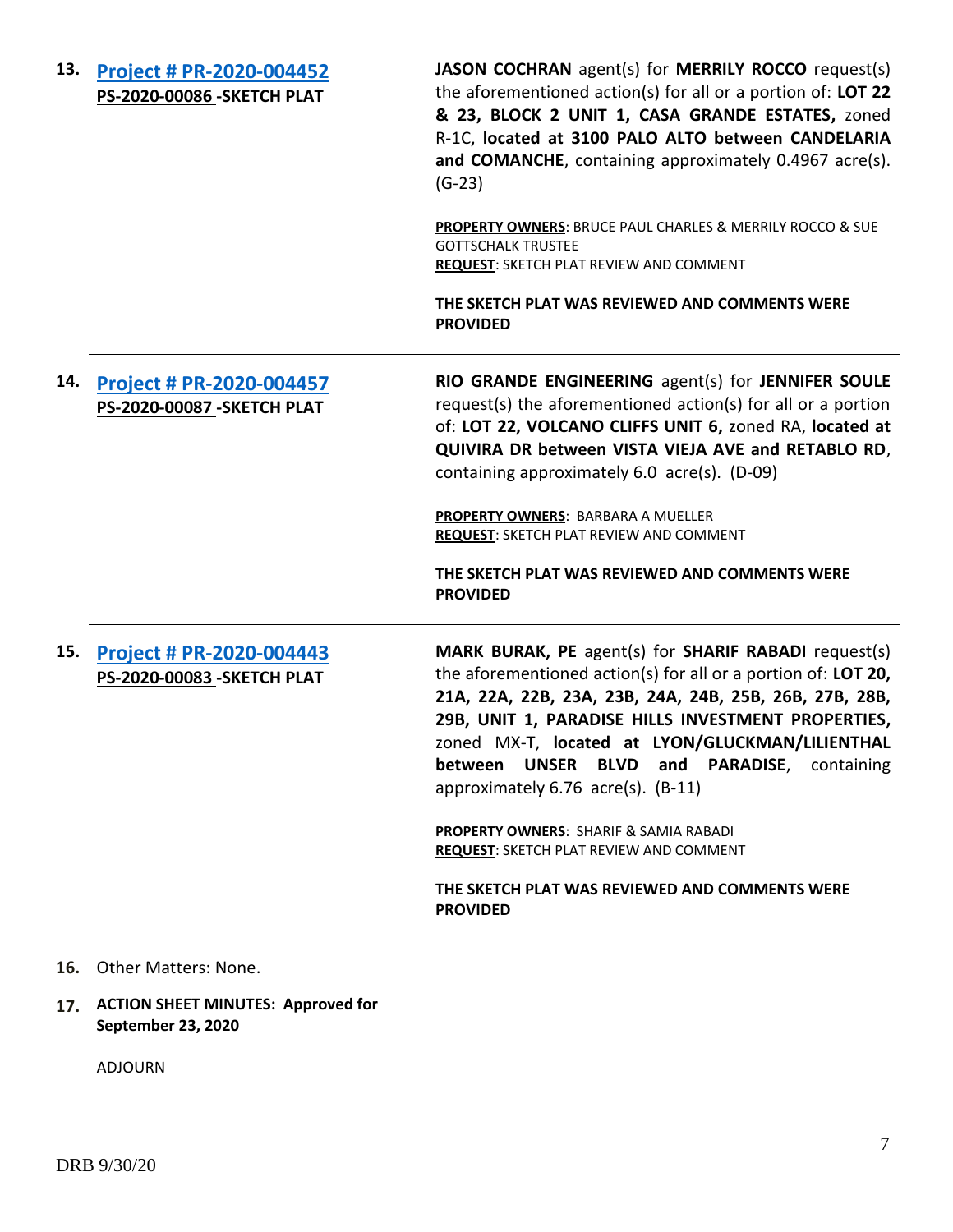13. **[Project # PR-2020-004452](#)**
**PS-2020-00086 -SKETCH PLAT**

**JASON COCHRAN** agent(s) for **MERRILY ROCCO** request(s) the aforementioned action(s) for all or a portion of: **LOT 22 & 23, BLOCK 2 UNIT 1, CASA GRANDE ESTATES,** zoned R-1C, **located at 3100 PALO ALTO between CANDELARIA and COMANCHE**, containing approximately 0.4967 acre(s). (G-23)

**PROPERTY OWNERS**: BRUCE PAUL CHARLES & MERRILY ROCCO & SUE GOTTSCHALK TRUSTEE
**REQUEST**: SKETCH PLAT REVIEW AND COMMENT

**THE SKETCH PLAT WAS REVIEWED AND COMMENTS WERE PROVIDED**

---

14. **[Project # PR-2020-004457](#)**
**PS-2020-00087 -SKETCH PLAT**

**RIO GRANDE ENGINEERING** agent(s) for **JENNIFER SOULE** request(s) the aforementioned action(s) for all or a portion of: **LOT 22, VOLCANO CLIFFS UNIT 6,** zoned RA, **located at QUIVIRA DR between VISTA VIEJA AVE and RETABLO RD**, containing approximately 6.0 acre(s). (D-09)

**PROPERTY OWNERS**: BARBARA A MUELLER
**REQUEST**: SKETCH PLAT REVIEW AND COMMENT

**THE SKETCH PLAT WAS REVIEWED AND COMMENTS WERE PROVIDED**

---

15. **[Project # PR-2020-004443](#)**
**PS-2020-00083 -SKETCH PLAT**

**MARK BURAK, PE** agent(s) for **SHARIF RABADI** request(s) the aforementioned action(s) for all or a portion of: **LOT 20, 21A, 22A, 22B, 23A, 23B, 24A, 24B, 25B, 26B, 27B, 28B, 29B, UNIT 1, PARADISE HILLS INVESTMENT PROPERTIES,** zoned MX-T, **located at LYON/GLUCKMAN/LILIENTHAL between UNSER BLVD and PARADISE**, containing approximately 6.76 acre(s). (B-11)

**PROPERTY OWNERS**: SHARIF & SAMIA RABADI
**REQUEST**: SKETCH PLAT REVIEW AND COMMENT

**THE SKETCH PLAT WAS REVIEWED AND COMMENTS WERE PROVIDED**

---

16. Other Matters: None.

17. **ACTION SHEET MINUTES: Approved for September 23, 2020**

ADJOURN

DRB 9/30/20